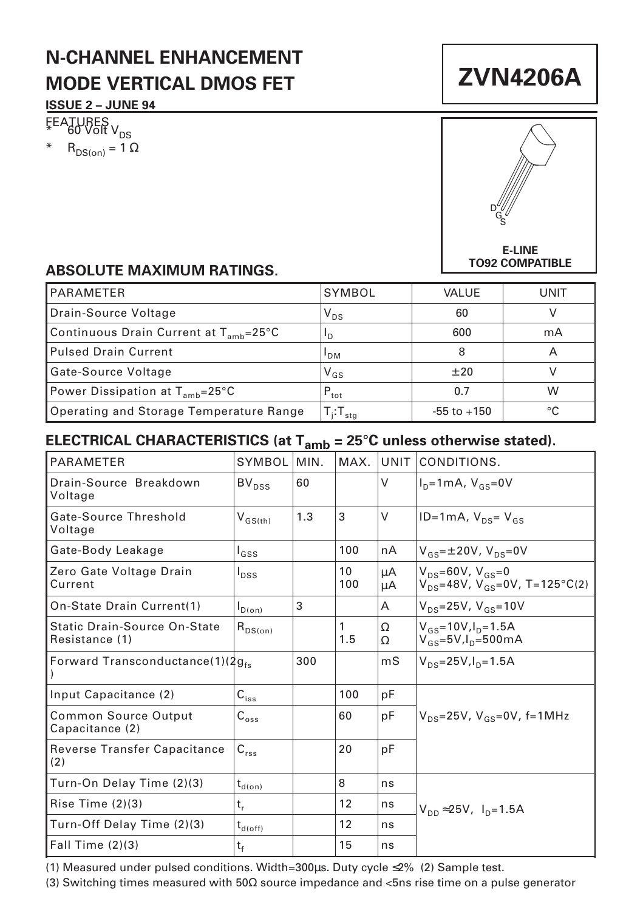# N-CHANNEL ENHANCEMENT MODE VERTICAL DMOS FET

# ZVN4206A

**ISSUE 2 – JUNE 94**

FEATURES

- 60 Volt $V_{DS}$
- $R_{DS(on)} = 1\ \Omega$

D G S

**E-LINE TO92 COMPATIBLE**

## ABSOLUTE MAXIMUM RATINGS.

| PARAMETER | SYMBOL | VALUE | UNIT |
|---|---|---|---|
| Drain-Source Voltage | $V_{DS}$ | 60 | V |
| Continuous Drain Current at $T_{amb}$=25°C | $I_D$ | 600 | mA |
| Pulsed Drain Current | $I_{DM}$ | 8 | A |
| Gate-Source Voltage | $V_{GS}$ | ±20 | V |
| Power Dissipation at $T_{amb}$=25°C | $P_{tot}$ | 0.7 | W |
| Operating and Storage Temperature Range | $T_j$:$T_{stg}$ | -55 to +150 | °C |

## ELECTRICAL CHARACTERISTICS (at $T_{amb}$ = 25°C unless otherwise stated).

| PARAMETER | SYMBOL | MIN. | MAX. | UNIT | CONDITIONS. |
|---|---|---|---|---|---|
| Drain-Source Breakdown Voltage | $BV_{DSS}$ | 60 | | V | $I_D$=1mA, $V_{GS}$=0V |
| Gate-Source Threshold Voltage | $V_{GS(th)}$ | 1.3 | 3 | V | ID=1mA, $V_{DS}$= $V_{GS}$ |
| Gate-Body Leakage | $I_{GSS}$ | | 100 | nA | $V_{GS}$=±20V, $V_{DS}$=0V |
| Zero Gate Voltage Drain Current | $I_{DSS}$ | | 10<br>100 | μA<br>μA | $V_{DS}$=60V, $V_{GS}$=0<br>$V_{DS}$=48V, $V_{GS}$=0V, T=125°C(2) |
| On-State Drain Current(1) | $I_{D(on)}$ | 3 | | A | $V_{DS}$=25V, $V_{GS}$=10V |
| Static Drain-Source On-State Resistance (1) | $R_{DS(on)}$ | | 1<br>1.5 | Ω<br>Ω | $V_{GS}$=10V,$I_D$=1.5A<br>$V_{GS}$=5V,$I_D$=500mA |
| Forward Transconductance(1)(2) | $g_{fs}$ | 300 | | mS | $V_{DS}$=25V,$I_D$=1.5A |
| Input Capacitance (2) | $C_{iss}$ | | 100 | pF | $V_{DS}$=25V, $V_{GS}$=0V, f=1MHz |
| Common Source Output Capacitance (2) | $C_{oss}$ | | 60 | pF | |
| Reverse Transfer Capacitance (2) | $C_{rss}$ | | 20 | pF | |
| Turn-On Delay Time (2)(3) | $t_{d(on)}$ | | 8 | ns | $V_{DD}$ ≈25V, $I_D$=1.5A |
| Rise Time (2)(3) | $t_r$ | | 12 | ns | |
| Turn-Off Delay Time (2)(3) | $t_{d(off)}$ | | 12 | ns | |
| Fall Time (2)(3) | $t_f$ | | 15 | ns | |

(1) Measured under pulsed conditions. Width=300μs. Duty cycle ≤2% (2) Sample test.

(3) Switching times measured with 50Ω source impedance and <5ns rise time on a pulse generator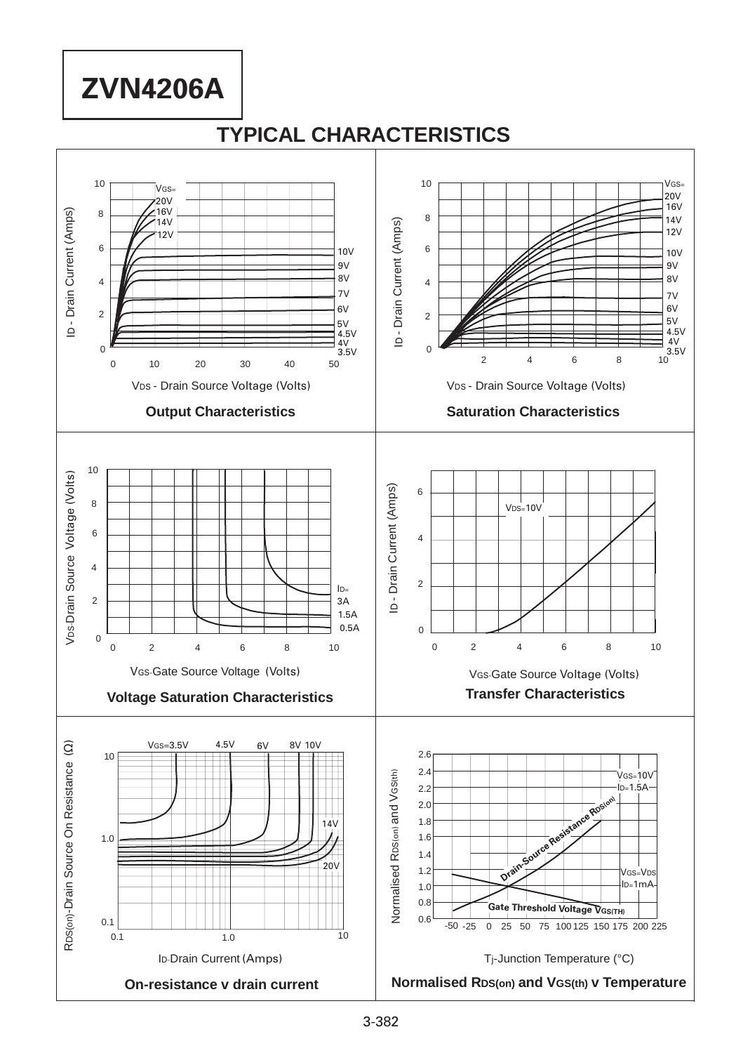# ZVN4206A

## TYPICAL CHARACTERISTICS

**Output Characteristics**

**Saturation Characteristics**

**Voltage Saturation Characteristics**

**Transfer Characteristics**

**On-resistance v drain current**

**Normalised $R_{DS(on)}$ and $V_{GS(th)}$ v Temperature**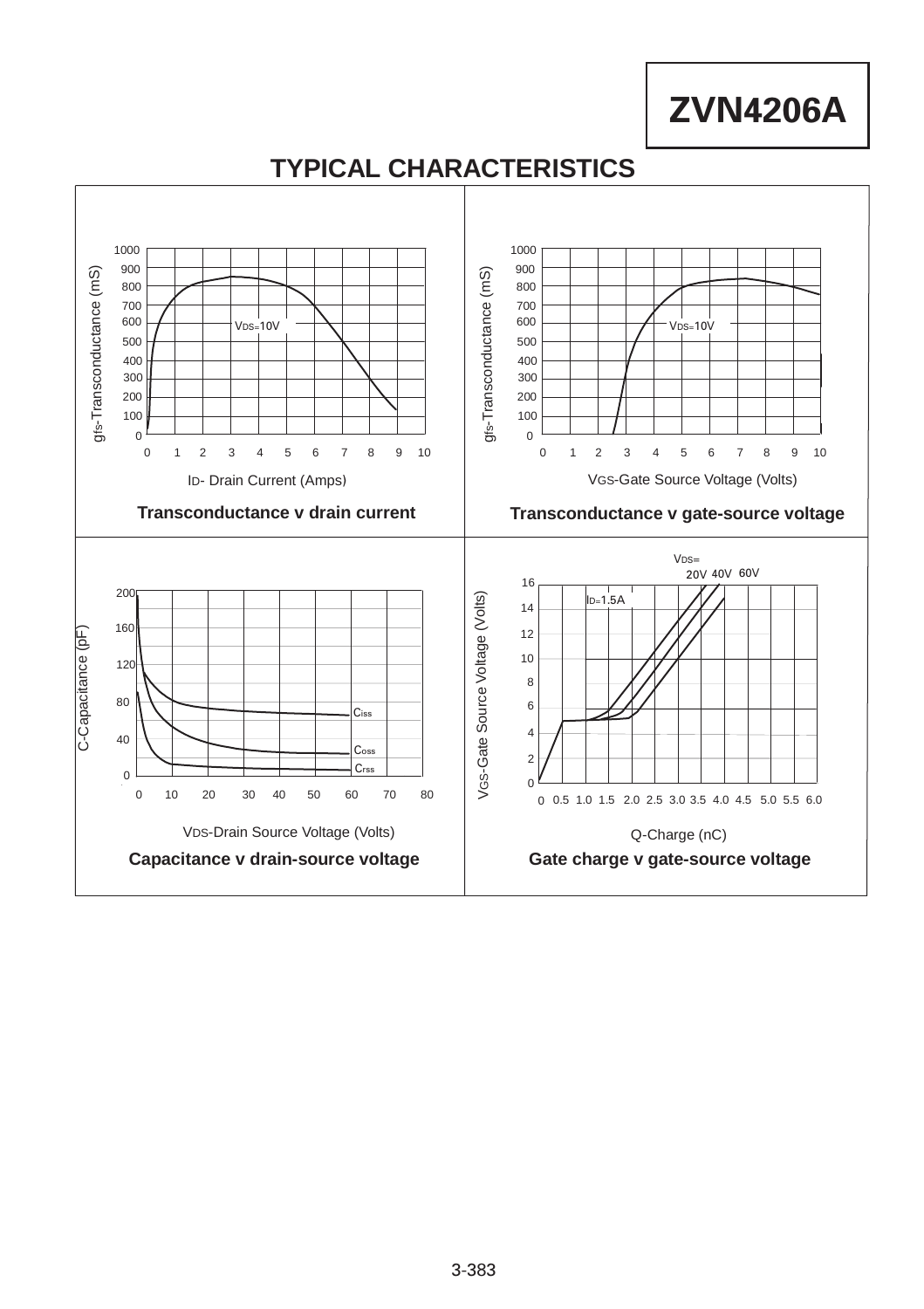# ZVN4206A

## TYPICAL CHARACTERISTICS

1000
900
800
700
600
500
400
300
200
100
0

$g_{fs}$-Transconductance (mS)

$V_{DS}$=10V

0 1 2 3 4 5 6 7 8 9 10

$I_D$- Drain Current (Amps)

**Transconductance v drain current**

1000
900
800
700
600
500
400
300
200
100
0

$g_{fs}$-Transconductance (mS)

$V_{DS}$=10V

0 1 2 3 4 5 6 7 8 9 10

$V_{GS}$-Gate Source Voltage (Volts)

**Transconductance v gate-source voltage**

200
160
120
80
40
0

C-Capacitance (pF)

$C_{iss}$

$C_{oss}$

$C_{rss}$

0 10 20 30 40 50 60 70 80

$V_{DS}$-Drain Source Voltage (Volts)

**Capacitance v drain-source voltage**

$V_{DS}$=
20V 40V 60V

16
14
12
10
8
6
4
2
0

$I_D$=1.5A

$V_{GS}$-Gate Source Voltage (Volts)

0 0.5 1.0 1.5 2.0 2.5 3.0 3.5 4.0 4.5 5.0 5.5 6.0

Q-Charge (nC)

**Gate charge v gate-source voltage**